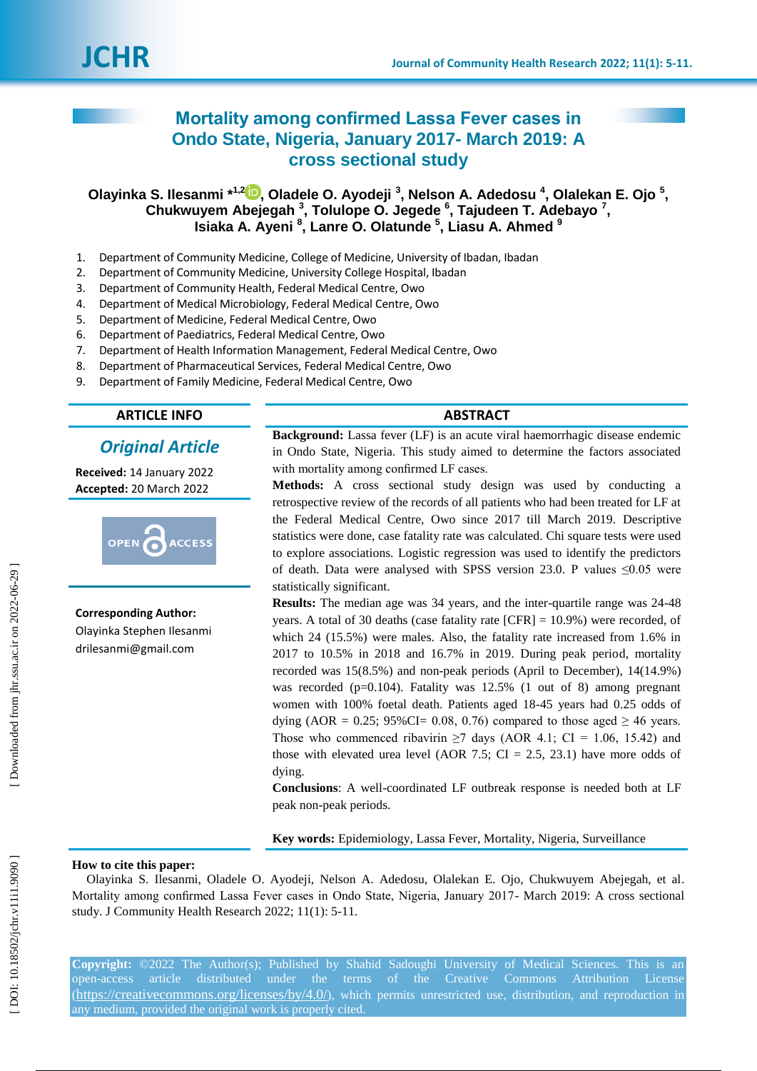# Mortality among confirmed Lassa Fever cases in Ondo State, Nigeria, January 2017- March 2019: A cross sectional study

**Olayinka S. Ilesanmi *[1,2], Oladele O. Ayodeji [3], Nelson A. Adedosu [4], Olalekan E. Ojo [5], Chukwuyem Abejegah [3], Tolulope O. Jegede [6], Tajudeen T. Adebayo [7], Isiaka A. Ayeni [8], Lanre O. Olatunde [5], Liasu A. Ahmed [9]**

1. Department of Community Medicine, College of Medicine, University of Ibadan, Ibadan
2. Department of Community Medicine, University College Hospital, Ibadan
3. Department of Community Health, Federal Medical Centre, Owo
4. Department of Medical Microbiology, Federal Medical Centre, Owo
5. Department of Medicine, Federal Medical Centre, Owo
6. Department of Paediatrics, Federal Medical Centre, Owo
7. Department of Health Information Management, Federal Medical Centre, Owo
8. Department of Pharmaceutical Services, Federal Medical Centre, Owo
9. Department of Family Medicine, Federal Medical Centre, Owo

## ARTICLE INFO

***Original Article***

**Received:** 14 January 2022
**Accepted:** 20 March 2022

OPEN ACCESS

**Corresponding Author:**
Olayinka Stephen Ilesanmi
drilesanmi@gmail.com

## ABSTRACT

**Background:** Lassa fever (LF) is an acute viral haemorrhagic disease endemic in Ondo State, Nigeria. This study aimed to determine the factors associated with mortality among confirmed LF cases.

**Methods:** A cross sectional study design was used by conducting a retrospective review of the records of all patients who had been treated for LF at the Federal Medical Centre, Owo since 2017 till March 2019. Descriptive statistics were done, case fatality rate was calculated. Chi square tests were used to explore associations. Logistic regression was used to identify the predictors of death. Data were analysed with SPSS version 23.0. P values $\leq 0.05$ were statistically significant.

**Results:** The median age was 34 years, and the inter-quartile range was 24-48 years. A total of 30 deaths (case fatality rate [CFR] = 10.9%) were recorded, of which 24 (15.5%) were males. Also, the fatality rate increased from 1.6% in 2017 to 10.5% in 2018 and 16.7% in 2019. During peak period, mortality recorded was 15(8.5%) and non-peak periods (April to December), 14(14.9%) was recorded ($p=0.104$). Fatality was 12.5% (1 out of 8) among pregnant women with 100% foetal death. Patients aged 18-45 years had 0.25 odds of dying (AOR = 0.25; 95%CI= 0.08, 0.76) compared to those aged $\geq$ 46 years. Those who commenced ribavirin $\geq$7 days (AOR 4.1; CI = 1.06, 15.42) and those with elevated urea level (AOR 7.5; CI = 2.5, 23.1) have more odds of dying.

**Conclusions**: A well-coordinated LF outbreak response is needed both at LF peak non-peak periods.

**Key words:** Epidemiology, Lassa Fever, Mortality, Nigeria, Surveillance

**How to cite this paper:**
Olayinka S. Ilesanmi, Oladele O. Ayodeji, Nelson A. Adedosu, Olalekan E. Ojo, Chukwuyem Abejegah, et al. Mortality among confirmed Lassa Fever cases in Ondo State, Nigeria, January 2017- March 2019: A cross sectional study. J Community Health Research 2022; 11(1): 5-11.

**Copyright:** ©2022 The Author(s); Published by Shahid Sadoughi University of Medical Sciences. This is an open-access article distributed under the terms of the Creative Commons Attribution License (https://creativecommons.org/licenses/by/4.0/), which permits unrestricted use, distribution, and reproduction in any medium, provided the original work is properly cited.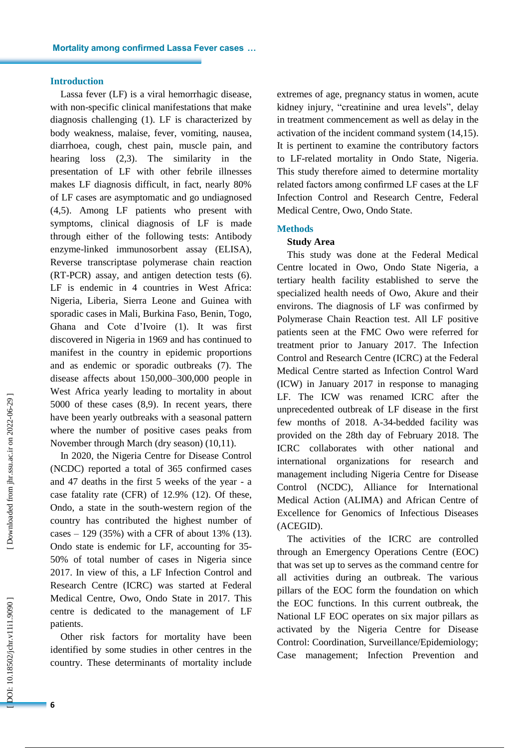## Introduction

Lassa fever (LF) is a viral hemorrhagic disease, with non-specific clinical manifestations that make diagnosis challenging (1). LF is characterized by body weakness, malaise, fever, vomiting, nausea, diarrhoea, cough, chest pain, muscle pain, and hearing loss (2,3). The similarity in the presentation of LF with other febrile illnesses makes LF diagnosis difficult, in fact, nearly 80% of LF cases are asymptomatic and go undiagnosed (4,5). Among LF patients who present with symptoms, clinical diagnosis of LF is made through either of the following tests: Antibody enzyme-linked immunosorbent assay (ELISA), Reverse transcriptase polymerase chain reaction (RT-PCR) assay, and antigen detection tests (6). LF is endemic in 4 countries in West Africa: Nigeria, Liberia, Sierra Leone and Guinea with sporadic cases in Mali, Burkina Faso, Benin, Togo, Ghana and Cote d'Ivoire (1). It was first discovered in Nigeria in 1969 and has continued to manifest in the country in epidemic proportions and as endemic or sporadic outbreaks (7). The disease affects about 150,000–300,000 people in West Africa yearly leading to mortality in about 5000 of these cases (8,9). In recent years, there have been yearly outbreaks with a seasonal pattern where the number of positive cases peaks from November through March (dry season) (10,11).

In 2020, the Nigeria Centre for Disease Control (NCDC) reported a total of 365 confirmed cases and 47 deaths in the first 5 weeks of the year - a case fatality rate (CFR) of 12.9% (12). Of these, Ondo, a state in the south-western region of the country has contributed the highest number of cases – 129 (35%) with a CFR of about 13% (13). Ondo state is endemic for LF, accounting for 35-50% of total number of cases in Nigeria since 2017. In view of this, a LF Infection Control and Research Centre (ICRC) was started at Federal Medical Centre, Owo, Ondo State in 2017. This centre is dedicated to the management of LF patients.

Other risk factors for mortality have been identified by some studies in other centres in the country. These determinants of mortality include extremes of age, pregnancy status in women, acute kidney injury, "creatinine and urea levels", delay in treatment commencement as well as delay in the activation of the incident command system (14,15). It is pertinent to examine the contributory factors to LF-related mortality in Ondo State, Nigeria. This study therefore aimed to determine mortality related factors among confirmed LF cases at the LF Infection Control and Research Centre, Federal Medical Centre, Owo, Ondo State.

## Methods

### Study Area

This study was done at the Federal Medical Centre located in Owo, Ondo State Nigeria, a tertiary health facility established to serve the specialized health needs of Owo, Akure and their environs. The diagnosis of LF was confirmed by Polymerase Chain Reaction test. All LF positive patients seen at the FMC Owo were referred for treatment prior to January 2017. The Infection Control and Research Centre (ICRC) at the Federal Medical Centre started as Infection Control Ward (ICW) in January 2017 in response to managing LF. The ICW was renamed ICRC after the unprecedented outbreak of LF disease in the first few months of 2018. A-34-bedded facility was provided on the 28th day of February 2018. The ICRC collaborates with other national and international organizations for research and management including Nigeria Centre for Disease Control (NCDC), Alliance for International Medical Action (ALIMA) and African Centre of Excellence for Genomics of Infectious Diseases (ACEGID).

The activities of the ICRC are controlled through an Emergency Operations Centre (EOC) that was set up to serves as the command centre for all activities during an outbreak. The various pillars of the EOC form the foundation on which the EOC functions. In this current outbreak, the National LF EOC operates on six major pillars as activated by the Nigeria Centre for Disease Control: Coordination, Surveillance/Epidemiology; Case management; Infection Prevention and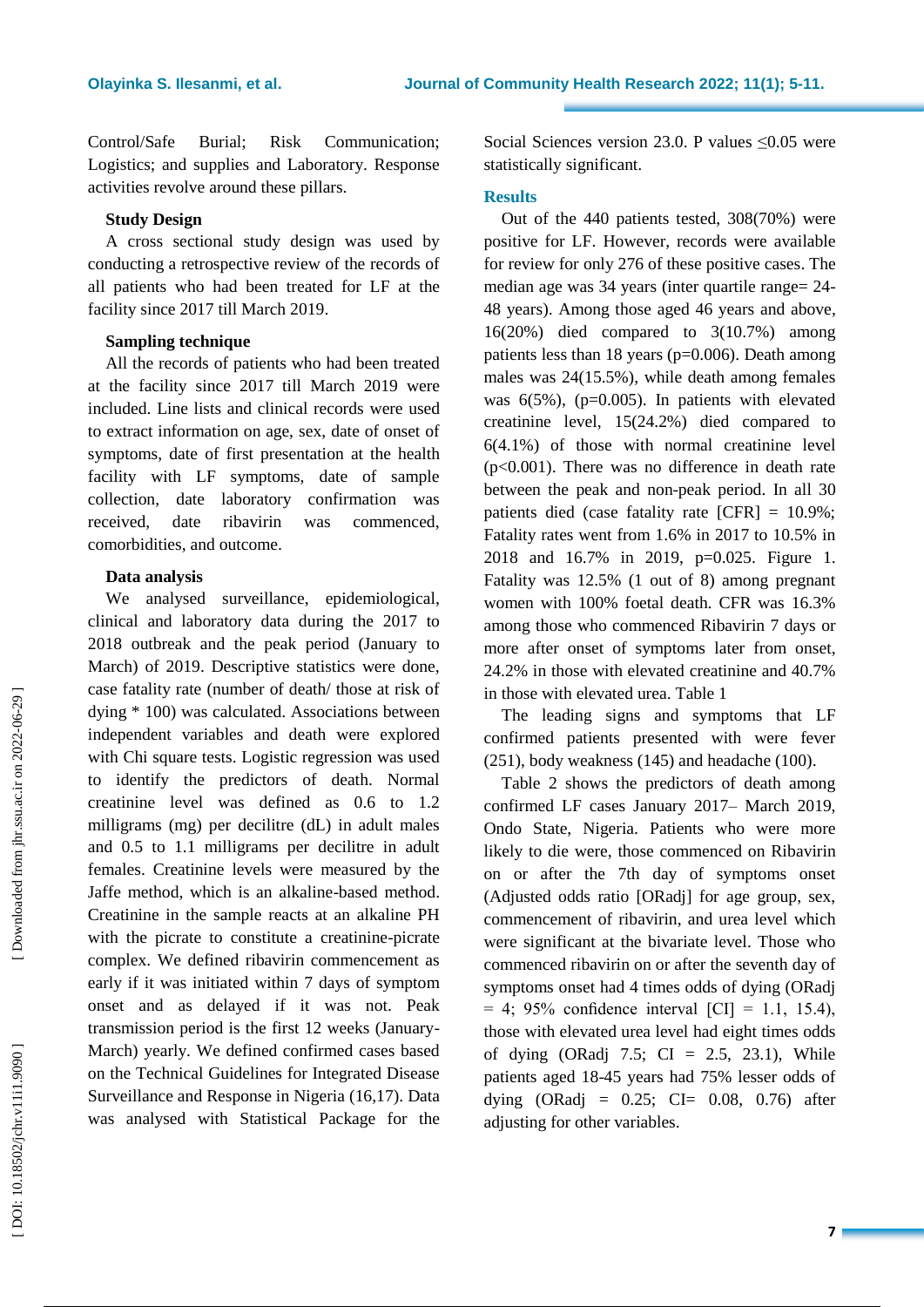Control/Safe Burial; Risk Communication; Logistics; and supplies and Laboratory. Response activities revolve around these pillars.

### Study Design

A cross sectional study design was used by conducting a retrospective review of the records of all patients who had been treated for LF at the facility since 2017 till March 2019.

### Sampling technique

All the records of patients who had been treated at the facility since 2017 till March 2019 were included. Line lists and clinical records were used to extract information on age, sex, date of onset of symptoms, date of first presentation at the health facility with LF symptoms, date of sample collection, date laboratory confirmation was received, date ribavirin was commenced, comorbidities, and outcome.

### Data analysis

We analysed surveillance, epidemiological, clinical and laboratory data during the 2017 to 2018 outbreak and the peak period (January to March) of 2019. Descriptive statistics were done, case fatality rate (number of death/ those at risk of dying * 100) was calculated. Associations between independent variables and death were explored with Chi square tests. Logistic regression was used to identify the predictors of death. Normal creatinine level was defined as 0.6 to 1.2 milligrams (mg) per decilitre (dL) in adult males and 0.5 to 1.1 milligrams per decilitre in adult females. Creatinine levels were measured by the Jaffe method, which is an alkaline-based method. Creatinine in the sample reacts at an alkaline PH with the picrate to constitute a creatinine-picrate complex. We defined ribavirin commencement as early if it was initiated within 7 days of symptom onset and as delayed if it was not. Peak transmission period is the first 12 weeks (January-March) yearly. We defined confirmed cases based on the Technical Guidelines for Integrated Disease Surveillance and Response in Nigeria (16,17). Data was analysed with Statistical Package for the Social Sciences version 23.0. P values ≤0.05 were statistically significant.

## Results

Out of the 440 patients tested, 308(70%) were positive for LF. However, records were available for review for only 276 of these positive cases. The median age was 34 years (inter quartile range= 24-48 years). Among those aged 46 years and above, 16(20%) died compared to 3(10.7%) among patients less than 18 years (p=0.006). Death among males was 24(15.5%), while death among females was 6(5%), (p=0.005). In patients with elevated creatinine level, 15(24.2%) died compared to 6(4.1%) of those with normal creatinine level (p<0.001). There was no difference in death rate between the peak and non-peak period. In all 30 patients died (case fatality rate [CFR] = 10.9%; Fatality rates went from 1.6% in 2017 to 10.5% in 2018 and 16.7% in 2019, p=0.025. Figure 1. Fatality was 12.5% (1 out of 8) among pregnant women with 100% foetal death. CFR was 16.3% among those who commenced Ribavirin 7 days or more after onset of symptoms later from onset, 24.2% in those with elevated creatinine and 40.7% in those with elevated urea. Table 1

The leading signs and symptoms that LF confirmed patients presented with were fever (251), body weakness (145) and headache (100).

Table 2 shows the predictors of death among confirmed LF cases January 2017– March 2019, Ondo State, Nigeria. Patients who were more likely to die were, those commenced on Ribavirin on or after the 7th day of symptoms onset (Adjusted odds ratio [ORadj] for age group, sex, commencement of ribavirin, and urea level which were significant at the bivariate level. Those who commenced ribavirin on or after the seventh day of symptoms onset had 4 times odds of dying (ORadj = 4; 95% confidence interval [CI] = 1.1, 15.4), those with elevated urea level had eight times odds of dying (ORadj 7.5; CI = 2.5, 23.1), While patients aged 18-45 years had 75% lesser odds of dying (ORadj = 0.25; CI= 0.08, 0.76) after adjusting for other variables.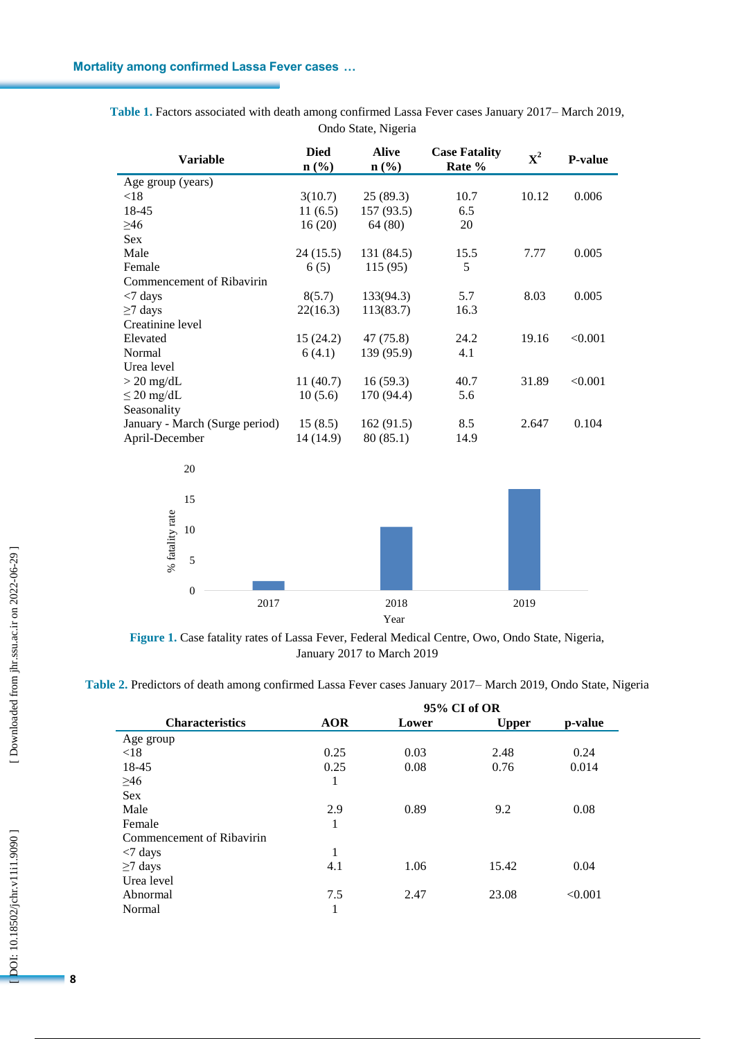**Table 1.** Factors associated with death among confirmed Lassa Fever cases January 2017– March 2019, Ondo State, Nigeria

| Variable | Died n (%) | Alive n (%) | Case Fatality Rate % | $X^2$ | P-value |
|---|---|---|---|---|---|
| Age group (years) | | | | | |
| <18 | 3(10.7) | 25 (89.3) | 10.7 | 10.12 | 0.006 |
| 18-45 | 11 (6.5) | 157 (93.5) | 6.5 | | |
| ≥46 | 16 (20) | 64 (80) | 20 | | |
| Sex | | | | | |
| Male | 24 (15.5) | 131 (84.5) | 15.5 | 7.77 | 0.005 |
| Female | 6 (5) | 115 (95) | 5 | | |
| Commencement of Ribavirin | | | | | |
| <7 days | 8(5.7) | 133(94.3) | 5.7 | 8.03 | 0.005 |
| ≥7 days | 22(16.3) | 113(83.7) | 16.3 | | |
| Creatinine level | | | | | |
| Elevated | 15 (24.2) | 47 (75.8) | 24.2 | 19.16 | <0.001 |
| Normal | 6 (4.1) | 139 (95.9) | 4.1 | | |
| Urea level | | | | | |
| > 20 mg/dL | 11 (40.7) | 16 (59.3) | 40.7 | 31.89 | <0.001 |
| ≤ 20 mg/dL | 10 (5.6) | 170 (94.4) | 5.6 | | |
| Seasonality | | | | | |
| January - March (Surge period) | 15 (8.5) | 162 (91.5) | 8.5 | 2.647 | 0.104 |
| April-December | 14 (14.9) | 80 (85.1) | 14.9 | | |

**Figure 1.** Case fatality rates of Lassa Fever, Federal Medical Centre, Owo, Ondo State, Nigeria, January 2017 to March 2019

**Table 2.** Predictors of death among confirmed Lassa Fever cases January 2017– March 2019, Ondo State, Nigeria

| | | 95% CI of OR | | |
|---|---|---|---|---|
| **Characteristics** | **AOR** | **Lower** | **Upper** | **p-value** |
| Age group | | | | |
| <18 | 0.25 | 0.03 | 2.48 | 0.24 |
| 18-45 | 0.25 | 0.08 | 0.76 | 0.014 |
| ≥46 | 1 | | | |
| Sex | | | | |
| Male | 2.9 | 0.89 | 9.2 | 0.08 |
| Female | 1 | | | |
| Commencement of Ribavirin | | | | |
| <7 days | 1 | | | |
| ≥7 days | 4.1 | 1.06 | 15.42 | 0.04 |
| Urea level | | | | |
| Abnormal | 7.5 | 2.47 | 23.08 | <0.001 |
| Normal | 1 | | | |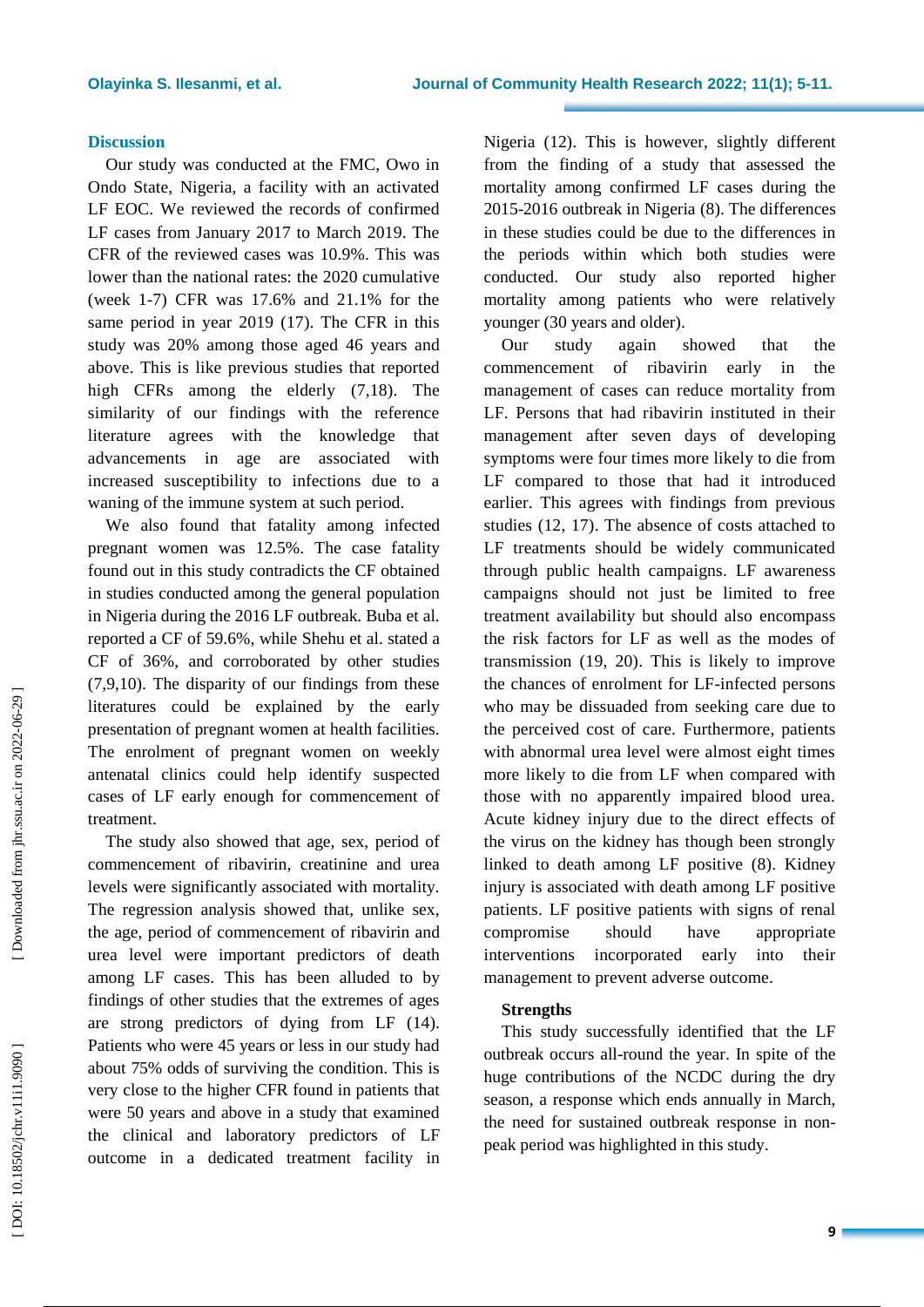## Discussion

Our study was conducted at the FMC, Owo in Ondo State, Nigeria, a facility with an activated LF EOC. We reviewed the records of confirmed LF cases from January 2017 to March 2019. The CFR of the reviewed cases was 10.9%. This was lower than the national rates: the 2020 cumulative (week 1-7) CFR was 17.6% and 21.1% for the same period in year 2019 (17). The CFR in this study was 20% among those aged 46 years and above. This is like previous studies that reported high CFRs among the elderly (7,18). The similarity of our findings with the reference literature agrees with the knowledge that advancements in age are associated with increased susceptibility to infections due to a waning of the immune system at such period.

We also found that fatality among infected pregnant women was 12.5%. The case fatality found out in this study contradicts the CF obtained in studies conducted among the general population in Nigeria during the 2016 LF outbreak. Buba et al. reported a CF of 59.6%, while Shehu et al. stated a CF of 36%, and corroborated by other studies (7,9,10). The disparity of our findings from these literatures could be explained by the early presentation of pregnant women at health facilities. The enrolment of pregnant women on weekly antenatal clinics could help identify suspected cases of LF early enough for commencement of treatment.

The study also showed that age, sex, period of commencement of ribavirin, creatinine and urea levels were significantly associated with mortality. The regression analysis showed that, unlike sex, the age, period of commencement of ribavirin and urea level were important predictors of death among LF cases. This has been alluded to by findings of other studies that the extremes of ages are strong predictors of dying from LF (14). Patients who were 45 years or less in our study had about 75% odds of surviving the condition. This is very close to the higher CFR found in patients that were 50 years and above in a study that examined the clinical and laboratory predictors of LF outcome in a dedicated treatment facility in Nigeria (12). This is however, slightly different from the finding of a study that assessed the mortality among confirmed LF cases during the 2015-2016 outbreak in Nigeria (8). The differences in these studies could be due to the differences in the periods within which both studies were conducted. Our study also reported higher mortality among patients who were relatively younger (30 years and older).

Our study again showed that the commencement of ribavirin early in the management of cases can reduce mortality from LF. Persons that had ribavirin instituted in their management after seven days of developing symptoms were four times more likely to die from LF compared to those that had it introduced earlier. This agrees with findings from previous studies (12, 17). The absence of costs attached to LF treatments should be widely communicated through public health campaigns. LF awareness campaigns should not just be limited to free treatment availability but should also encompass the risk factors for LF as well as the modes of transmission (19, 20). This is likely to improve the chances of enrolment for LF-infected persons who may be dissuaded from seeking care due to the perceived cost of care. Furthermore, patients with abnormal urea level were almost eight times more likely to die from LF when compared with those with no apparently impaired blood urea. Acute kidney injury due to the direct effects of the virus on the kidney has though been strongly linked to death among LF positive (8). Kidney injury is associated with death among LF positive patients. LF positive patients with signs of renal compromise should have appropriate interventions incorporated early into their management to prevent adverse outcome.

### Strengths

This study successfully identified that the LF outbreak occurs all-round the year. In spite of the huge contributions of the NCDC during the dry season, a response which ends annually in March, the need for sustained outbreak response in non-peak period was highlighted in this study.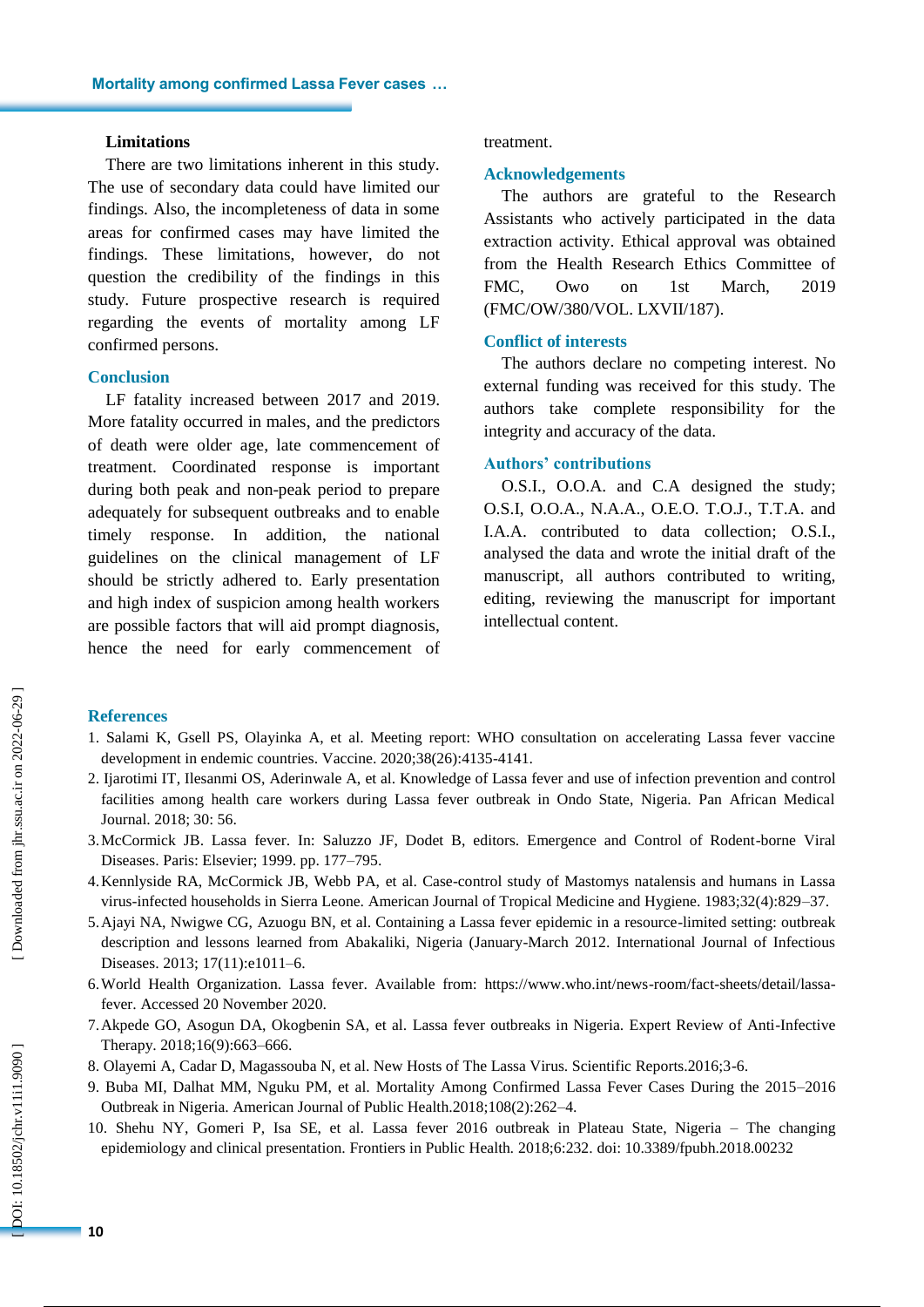### Limitations

There are two limitations inherent in this study. The use of secondary data could have limited our findings. Also, the incompleteness of data in some areas for confirmed cases may have limited the findings. These limitations, however, do not question the credibility of the findings in this study. Future prospective research is required regarding the events of mortality among LF confirmed persons.

## Conclusion

LF fatality increased between 2017 and 2019. More fatality occurred in males, and the predictors of death were older age, late commencement of treatment. Coordinated response is important during both peak and non-peak period to prepare adequately for subsequent outbreaks and to enable timely response. In addition, the national guidelines on the clinical management of LF should be strictly adhered to. Early presentation and high index of suspicion among health workers are possible factors that will aid prompt diagnosis, hence the need for early commencement of treatment.

## Acknowledgements

The authors are grateful to the Research Assistants who actively participated in the data extraction activity. Ethical approval was obtained from the Health Research Ethics Committee of FMC, Owo on 1st March, 2019 (FMC/OW/380/VOL. LXVII/187).

## Conflict of interests

The authors declare no competing interest. No external funding was received for this study. The authors take complete responsibility for the integrity and accuracy of the data.

## Authors' contributions

O.S.I., O.O.A. and C.A designed the study; O.S.I, O.O.A., N.A.A., O.E.O. T.O.J., T.T.A. and I.A.A. contributed to data collection; O.S.I., analysed the data and wrote the initial draft of the manuscript, all authors contributed to writing, editing, reviewing the manuscript for important intellectual content.

## References

1. Salami K, Gsell PS, Olayinka A, et al. Meeting report: WHO consultation on accelerating Lassa fever vaccine development in endemic countries. Vaccine. 2020;38(26):4135-4141.
2. Ijarotimi IT, Ilesanmi OS, Aderinwale A, et al. Knowledge of Lassa fever and use of infection prevention and control facilities among health care workers during Lassa fever outbreak in Ondo State, Nigeria. Pan African Medical Journal. 2018; 30: 56.
3. McCormick JB. Lassa fever. In: Saluzzo JF, Dodet B, editors. Emergence and Control of Rodent-borne Viral Diseases. Paris: Elsevier; 1999. pp. 177–795.
4. Kennlyside RA, McCormick JB, Webb PA, et al. Case-control study of Mastomys natalensis and humans in Lassa virus-infected households in Sierra Leone. American Journal of Tropical Medicine and Hygiene. 1983;32(4):829–37.
5. Ajayi NA, Nwigwe CG, Azuogu BN, et al. Containing a Lassa fever epidemic in a resource-limited setting: outbreak description and lessons learned from Abakaliki, Nigeria (January-March 2012. International Journal of Infectious Diseases. 2013; 17(11):e1011–6.
6. World Health Organization. Lassa fever. Available from: https://www.who.int/news-room/fact-sheets/detail/lassa-fever. Accessed 20 November 2020.
7. Akpede GO, Asogun DA, Okogbenin SA, et al. Lassa fever outbreaks in Nigeria. Expert Review of Anti-Infective Therapy. 2018;16(9):663–666.
8. Olayemi A, Cadar D, Magassouba N, et al. New Hosts of The Lassa Virus. Scientific Reports.2016;3-6.
9. Buba MI, Dalhat MM, Nguku PM, et al. Mortality Among Confirmed Lassa Fever Cases During the 2015–2016 Outbreak in Nigeria. American Journal of Public Health.2018;108(2):262–4.
10. Shehu NY, Gomeri P, Isa SE, et al. Lassa fever 2016 outbreak in Plateau State, Nigeria – The changing epidemiology and clinical presentation. Frontiers in Public Health. 2018;6:232. doi: 10.3389/fpubh.2018.00232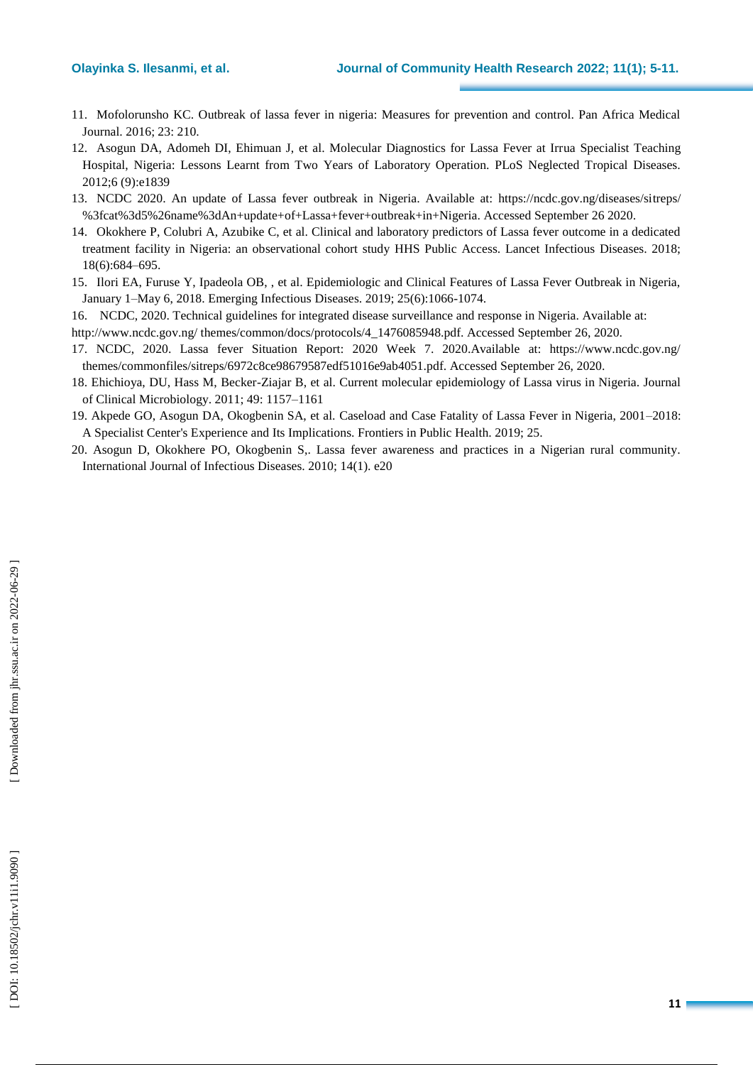11. Mofolorunsho KC. Outbreak of lassa fever in nigeria: Measures for prevention and control. Pan Africa Medical Journal. 2016; 23: 210.
12. Asogun DA, Adomeh DI, Ehimuan J, et al. Molecular Diagnostics for Lassa Fever at Irrua Specialist Teaching Hospital, Nigeria: Lessons Learnt from Two Years of Laboratory Operation. PLoS Neglected Tropical Diseases. 2012;6 (9):e1839
13. NCDC 2020. An update of Lassa fever outbreak in Nigeria. Available at: https://ncdc.gov.ng/diseases/sitreps/%3fcat%3d5%26name%3dAn+update+of+Lassa+fever+outbreak+in+Nigeria. Accessed September 26 2020.
14. Okokhere P, Colubri A, Azubike C, et al. Clinical and laboratory predictors of Lassa fever outcome in a dedicated treatment facility in Nigeria: an observational cohort study HHS Public Access. Lancet Infectious Diseases. 2018; 18(6):684–695.
15. Ilori EA, Furuse Y, Ipadeola OB, , et al. Epidemiologic and Clinical Features of Lassa Fever Outbreak in Nigeria, January 1–May 6, 2018. Emerging Infectious Diseases. 2019; 25(6):1066-1074.
16. NCDC, 2020. Technical guidelines for integrated disease surveillance and response in Nigeria. Available at: http://www.ncdc.gov.ng/ themes/common/docs/protocols/4_1476085948.pdf. Accessed September 26, 2020.
17. NCDC, 2020. Lassa fever Situation Report: 2020 Week 7. 2020.Available at: https://www.ncdc.gov.ng/themes/commonfiles/sitreps/6972c8ce98679587edf51016e9ab4051.pdf. Accessed September 26, 2020.
18. Ehichioya, DU, Hass M, Becker-Ziajar B, et al. Current molecular epidemiology of Lassa virus in Nigeria. Journal of Clinical Microbiology. 2011; 49: 1157–1161
19. Akpede GO, Asogun DA, Okogbenin SA, et al. Caseload and Case Fatality of Lassa Fever in Nigeria, 2001–2018: A Specialist Center's Experience and Its Implications. Frontiers in Public Health. 2019; 25.
20. Asogun D, Okokhere PO, Okogbenin S,. Lassa fever awareness and practices in a Nigerian rural community. International Journal of Infectious Diseases. 2010; 14(1). e20